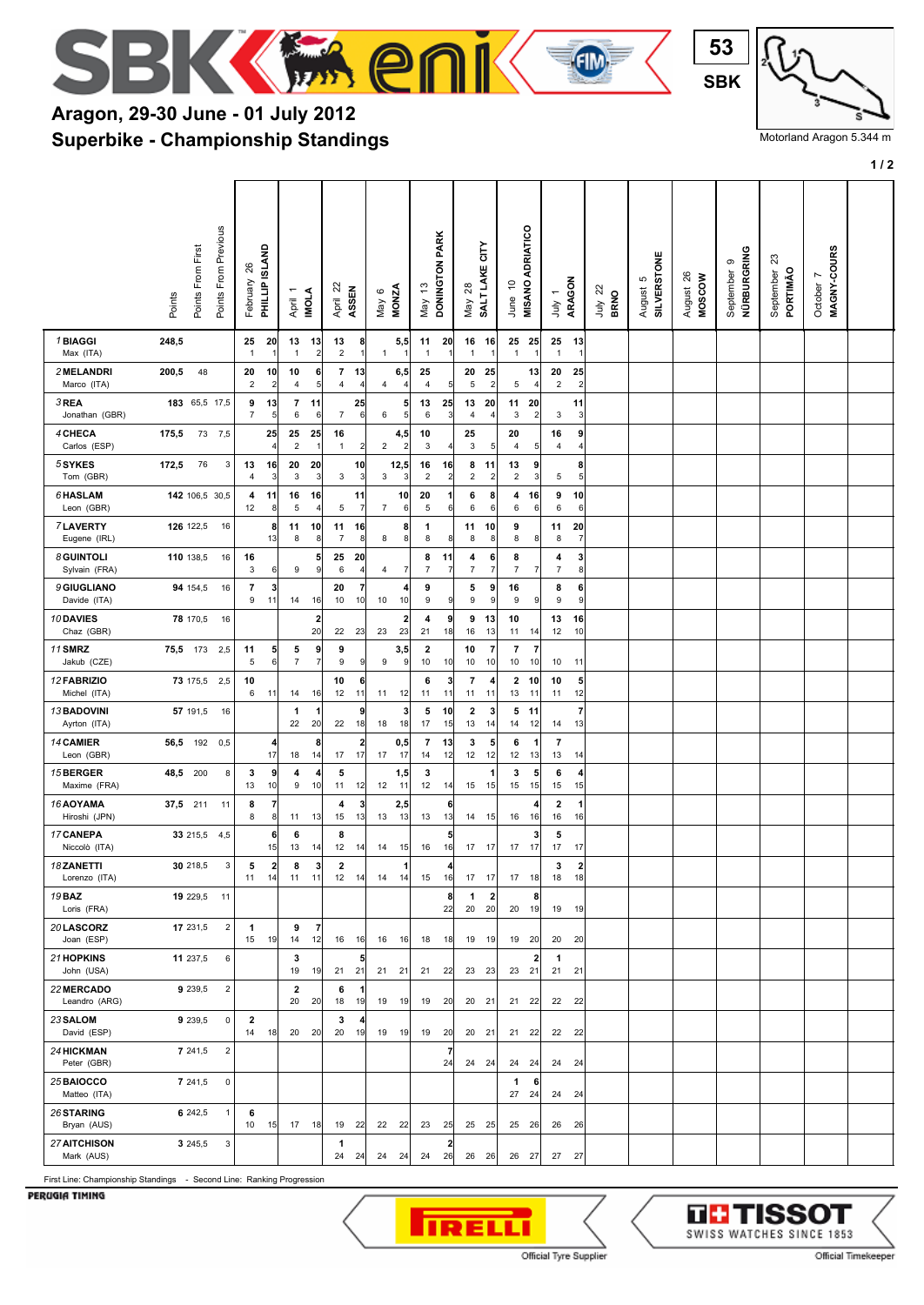# Aragon, 29-30 June - 01 July 2012

## Superbike - Championship Standings

Motorland Aragon 5.344 m

| Pos | Rider | Points | Points From First | Points From Previous | February 26 PHILLIP ISLAND | | April 1 IMOLA | | April 22 ASSEN | | May 6 MONZA | | May 13 DONINGTON PARK | | May 28 SALT LAKE CITY | | June 10 MISANO ADRIATICO | | July 1 ARAGON | | July 22 BRNO | August 5 SILVERSTONE | August 26 MOSCOW | September 9 NÜRBURGRING | September 23 PORTIMÃO | October 7 MAGNY-COURS |
|---|---|---|---|---|---|---|---|---|---|---|---|---|---|---|---|---|---|---|---|---|---|---|---|---|---|---|
| 1 | BIAGGI Max (ITA) | 248,5 | | | 25 | 20 | 13 | 13 | 13 | 8 | | 5,5 | 11 | 20 | 16 | 16 | 25 | 25 | 25 | 13 | | | | | | |
| | | | | | 1 | 1 | 1 | 2 | 2 | 1 | 1 | 1 | 1 | 1 | 1 | 1 | 1 | 1 | 1 | 1 | | | | | | |
| 2 | MELANDRI Marco (ITA) | 200,5 | 48 | | 20 | 10 | 10 | 6 | 7 | 13 | | 6,5 | 25 | | 20 | 25 | | 13 | 20 | 25 | | | | | | |
| | | | | | 2 | 2 | 4 | 5 | 4 | 4 | 4 | 4 | 4 | 5 | 5 | 2 | 5 | 4 | 2 | 2 | | | | | | |
| 3 | REA Jonathan (GBR) | 183 | 65,5 | 17,5 | 9 | 13 | 7 | 11 | | 25 | | 5 | 13 | 25 | 13 | 20 | 11 | 20 | | 11 | | | | | | |
| | | | | | 7 | 5 | 6 | 6 | 7 | 6 | 6 | 5 | 6 | 3 | 4 | 4 | 3 | 2 | 3 | 3 | | | | | | |
| 4 | CHECA Carlos (ESP) | 175,5 | 73 | 7,5 | | 25 | 25 | 25 | 16 | | | 4,5 | 10 | | 25 | | 20 | | 16 | 9 | | | | | | |
| | | | | | | 4 | 2 | 1 | 1 | 2 | 2 | 2 | 3 | 4 | 3 | 5 | 4 | 5 | 4 | 4 | | | | | | |
| 5 | SYKES Tom (GBR) | 172,5 | 76 | 3 | 13 | 16 | 20 | 20 | | 10 | | 12,5 | 16 | 16 | 8 | 11 | 13 | 9 | | 8 | | | | | | |
| | | | | | 4 | 3 | 3 | 3 | 3 | 3 | 3 | 3 | 2 | 2 | 2 | 2 | 2 | 3 | 5 | 5 | | | | | | |
| 6 | HASLAM Leon (GBR) | 142 | 106,5 | 30,5 | 4 | 11 | 16 | 16 | | 11 | | 10 | 20 | 1 | 6 | 8 | 4 | 16 | 9 | 10 | | | | | | |
| | | | | | 12 | 8 | 5 | 4 | 5 | 7 | 7 | 6 | 5 | 6 | 6 | 6 | 6 | 6 | 6 | 6 | | | | | | |
| 7 | LAVERTY Eugene (IRL) | 126 | 122,5 | 16 | | 8 | 11 | 10 | 11 | 16 | | 8 | 1 | | 11 | 10 | 9 | | 11 | 20 | | | | | | |
| | | | | | | 13 | 8 | 8 | 7 | 8 | 8 | 8 | 8 | 8 | 8 | 8 | 8 | 8 | 8 | 7 | | | | | | |
| 8 | GUINTOLI Sylvain (FRA) | 110 | 138,5 | 16 | 16 | | | 5 | 25 | 20 | | 4 | 8 | 11 | 4 | 6 | 8 | | 4 | 3 | | | | | | |
| | | | | | 3 | 6 | 9 | 9 | 6 | 4 | 4 | 7 | 7 | 7 | 7 | 7 | 7 | 7 | 7 | 8 | | | | | | |
| 9 | GIUGLIANO Davide (ITA) | 94 | 154,5 | 16 | 7 | 3 | | | 20 | 7 | | 4 | 9 | | 5 | 9 | 16 | | 8 | 6 | | | | | | |
| | | | | | 9 | 11 | 14 | 16 | 10 | 10 | 10 | 10 | 9 | 9 | 9 | 9 | 9 | 9 | 9 | 9 | | | | | | |
| 10 | DAVIES Chaz (GBR) | 78 | 170,5 | 16 | | | | 2 | | | | 2 | 4 | 9 | 9 | 13 | 10 | | 13 | 16 | | | | | | |
| | | | | | | | | 20 | 22 | 23 | 23 | 23 | 21 | 18 | 16 | 13 | 11 | 14 | 12 | 10 | | | | | | |
| 11 | SMRZ Jakub (CZE) | 75,5 | 173 | 2,5 | 11 | 5 | 5 | 9 | 9 | | | 3,5 | 2 | | 10 | 7 | 7 | 7 | | | | | | | | |
| | | | | | 5 | 6 | 7 | 7 | 9 | 9 | 9 | 9 | 10 | 10 | 10 | 10 | 10 | 10 | 10 | 11 | | | | | | |
| 12 | FABRIZIO Michel (ITA) | 73 | 175,5 | 2,5 | 10 | | | | 10 | 6 | | | 6 | 3 | 7 | 4 | 2 | 10 | 10 | 5 | | | | | | |
| | | | | | 6 | 11 | 14 | 16 | 12 | 11 | 11 | 12 | 11 | 11 | 11 | 11 | 13 | 11 | 11 | 12 | | | | | | |
| 13 | BADOVINI Ayrton (ITA) | 57 | 191,5 | 16 | | | 1 | 1 | | 9 | | 3 | 5 | 10 | 2 | 3 | 5 | 11 | | 7 | | | | | | |
| | | | | | | | 22 | 20 | 22 | 18 | 18 | 18 | 17 | 15 | 13 | 14 | 14 | 12 | 14 | 13 | | | | | | |
| 14 | CAMIER Leon (GBR) | 56,5 | 192 | 0,5 | | 4 | | 8 | | 2 | | 0,5 | 7 | 13 | 3 | 5 | 6 | 1 | 7 | | | | | | | |
| | | | | | | 17 | 18 | 14 | 17 | 17 | 17 | 17 | 14 | 12 | 12 | 12 | 12 | 13 | 13 | 14 | | | | | | |
| 15 | BERGER Maxime (FRA) | 48,5 | 200 | 8 | 3 | 9 | 4 | 4 | 5 | | | 1,5 | 3 | | | 1 | 3 | 5 | 6 | 4 | | | | | | |
| | | | | | 13 | 10 | 9 | 10 | 11 | 12 | 12 | 11 | 12 | 14 | 15 | 15 | 15 | 15 | 15 | 15 | | | | | | |
| 16 | AOYAMA Hiroshi (JPN) | 37,5 | 211 | 11 | 8 | 7 | | | 4 | 3 | | 2,5 | | 6 | | | | 4 | 2 | 1 | | | | | | |
| | | | | | 8 | 8 | 11 | 13 | 15 | 13 | 13 | 13 | 13 | 13 | 14 | 15 | 16 | 16 | 16 | 16 | | | | | | |
| 17 | CANEPA Niccolò (ITA) | 33 | 215,5 | 4,5 | | 6 | 6 | | 8 | | | | | 5 | | | | 3 | 5 | | | | | | | |
| | | | | | | 15 | 13 | 14 | 12 | 14 | 14 | 15 | 16 | 16 | 17 | 17 | 17 | 17 | 17 | 17 | | | | | | |
| 18 | ZANETTI Lorenzo (ITA) | 30 | 218,5 | 3 | 5 | 2 | 8 | 3 | 2 | | | 1 | | 4 | | | | | 3 | 2 | | | | | | |
| | | | | | 11 | 14 | 11 | 11 | 12 | 14 | 14 | 14 | 15 | 16 | 17 | 17 | 17 | 18 | 18 | 18 | | | | | | |
| 19 | BAZ Loris (FRA) | 19 | 229,5 | 11 | | | | | | | | | | 8 | 1 | 2 | | 8 | | | | | | | | |
| | | | | | | | | | | | | | | 22 | 20 | 20 | 20 | 19 | 19 | 19 | | | | | | |
| 20 | LASCORZ Joan (ESP) | 17 | 231,5 | 2 | 1 | | 9 | 7 | | | | | | | | | | | | | | | | | | |
| | | | | | 15 | 19 | 14 | 12 | 16 | 16 | 16 | 16 | 18 | 18 | 19 | 19 | 19 | 20 | 20 | 20 | | | | | | |
| 21 | HOPKINS John (USA) | 11 | 237,5 | 6 | | | 3 | | | 5 | | | | | | | | 2 | 1 | | | | | | | |
| | | | | | | | 19 | 19 | 21 | 21 | 21 | 21 | 21 | 22 | 23 | 23 | 23 | 21 | 21 | 21 | | | | | | |
| 22 | MERCADO Leandro (ARG) | 9 | 239,5 | 2 | | | 2 | | 6 | 1 | | | | | | | | | | | | | | | | |
| | | | | | | | 20 | 20 | 18 | 19 | 19 | 19 | 19 | 20 | 20 | 21 | 21 | 22 | 22 | 22 | | | | | | |
| 23 | SALOM David (ESP) | 9 | 239,5 | 0 | 2 | | | | 3 | 4 | | | | | | | | | | | | | | | | |
| | | | | | 14 | 18 | 20 | 20 | 20 | 19 | 19 | 19 | 19 | 20 | 20 | 21 | 21 | 22 | 22 | 22 | | | | | | |
| 24 | HICKMAN Peter (GBR) | 7 | 241,5 | 2 | | | | | | | | | | 7 | | | | | | | | | | | | |
| | | | | | | | | | | | | | | 24 | 24 | 24 | 24 | 24 | 24 | 24 | | | | | | |
| 25 | BAIOCCO Matteo (ITA) | 7 | 241,5 | 0 | | | | | | | | | | | | | 1 | 6 | | | | | | | | |
| | | | | | | | | | | | | | | | | | 27 | 24 | 24 | 24 | | | | | | |
| 26 | STARING Bryan (AUS) | 6 | 242,5 | 1 | 6 | | | | | | | | | | | | | | | | | | | | | |
| | | | | | 10 | 15 | 17 | 18 | 19 | 22 | 22 | 22 | 23 | 25 | 25 | 25 | 25 | 26 | 26 | 26 | | | | | | |
| 27 | AITCHISON Mark (AUS) | 3 | 245,5 | 3 | | | | | 1 | | | | | 2 | | | | | | | | | | | | |
| | | | | | | | | | 24 | 24 | 24 | 24 | 24 | 26 | 26 | 26 | 26 | 27 | 27 | 27 | | | | | | |

First Line: Championship Standings - Second Line: Ranking Progression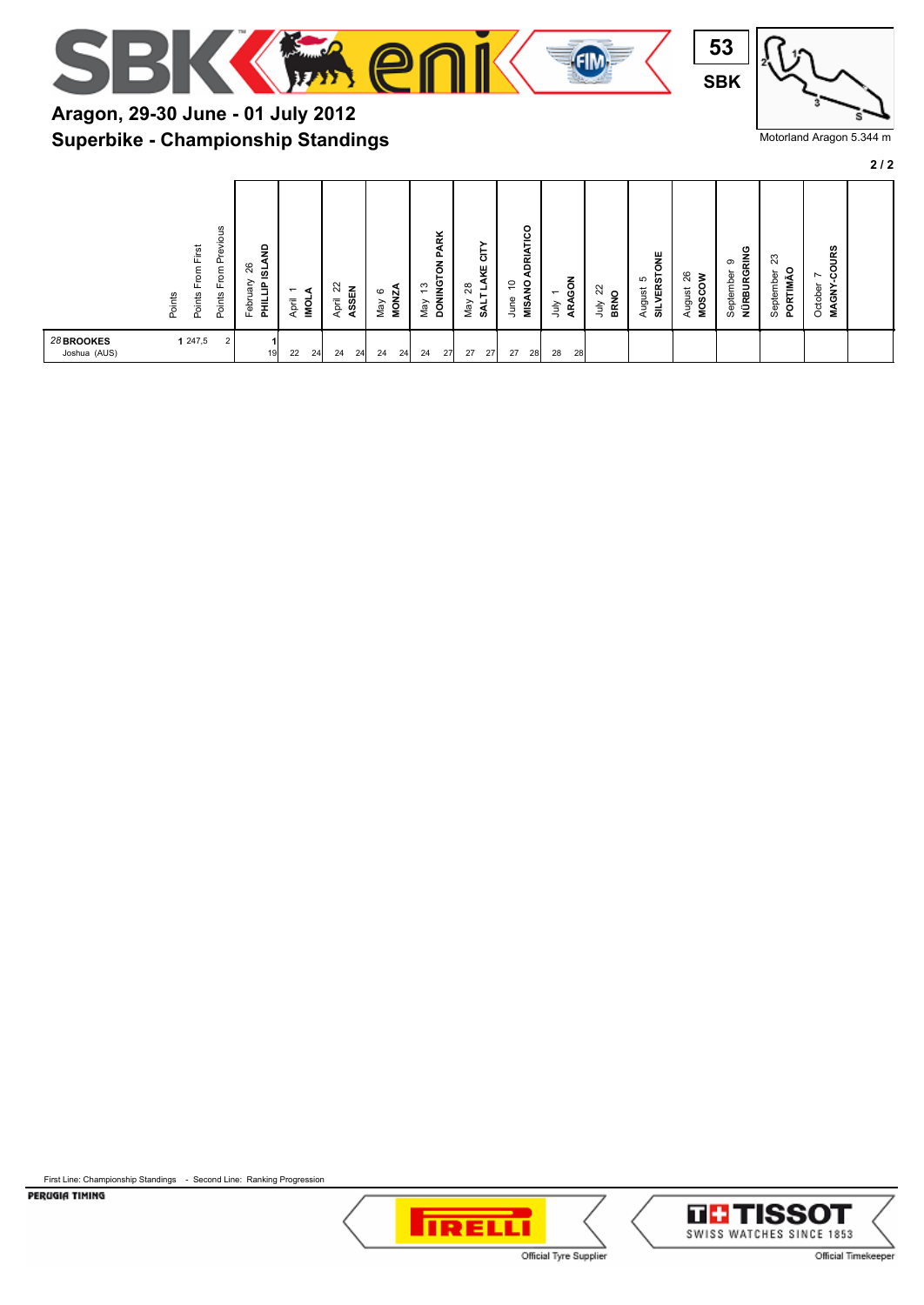# Aragon, 29-30 June - 01 July 2012

## Superbike - Championship Standings

53 SBK

Motorland Aragon 5.344 m

| | Points | Points From First | Points From Previous | February 26 PHILLIP ISLAND | April 1 IMOLA | April 22 ASSEN | May 6 MONZA | May 13 DONINGTON PARK | May 28 SALT LAKE CITY | June 10 MISANO ADRIATICO | July 1 ARAGON | July 22 BRNO | August 5 SILVERSTONE | August 26 MOSCOW | September 9 NÜRBURGRING | September 23 PORTIMÃO | October 7 MAGNY-COURS | |
|---|---|---|---|---|---|---|---|---|---|---|---|---|---|---|---|---|---|---|
| 28 **BROOKES** Joshua (AUS) | 1 | 247,5 | 2 | 1<br>19 | 22 24 | 24 24 | 24 24 | 24 27 | 27 27 | 27 28 | 28 28 | | | | | | | |

First Line: Championship Standings - Second Line: Ranking Progression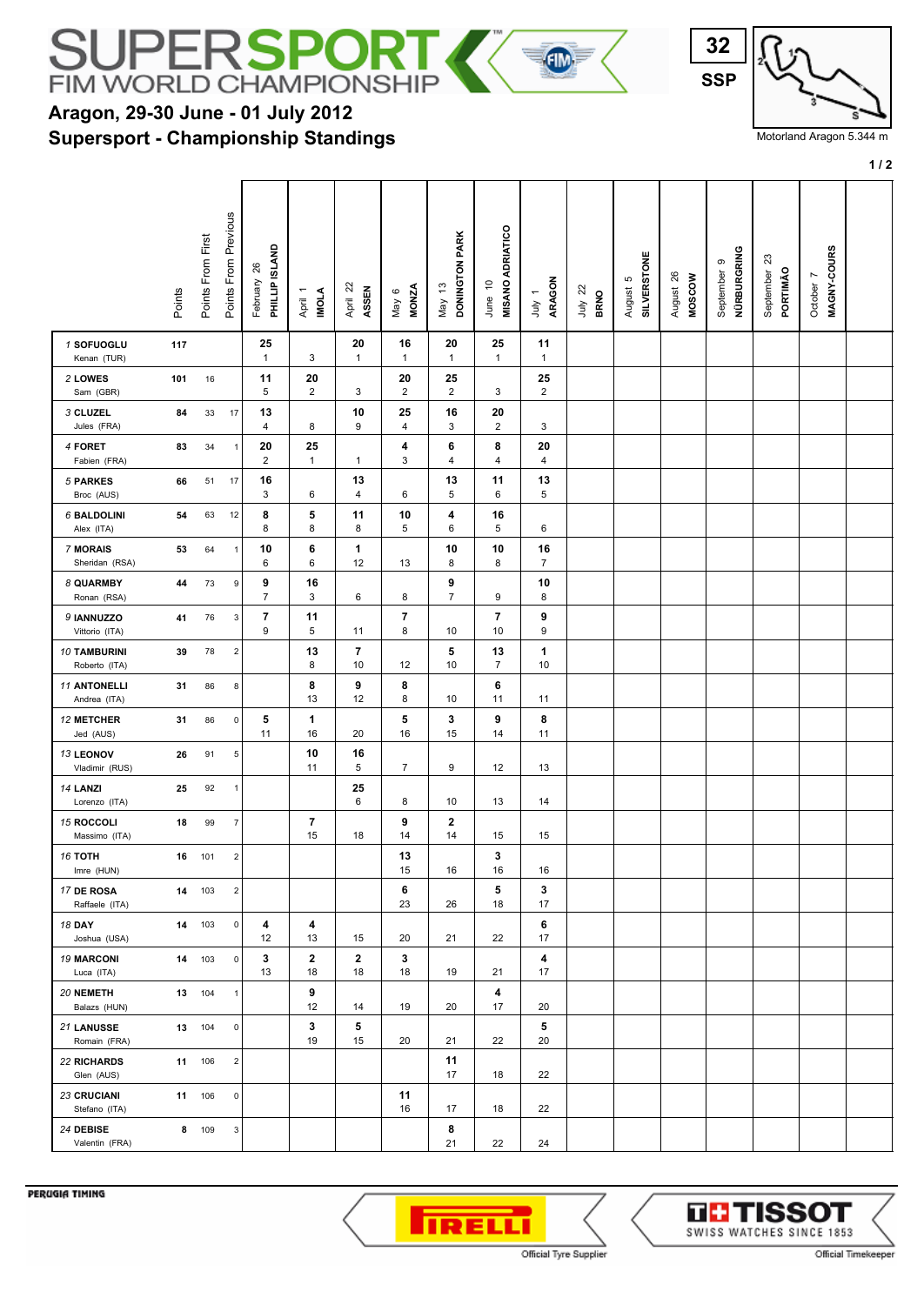# SUPERSPORT FIM WORLD CHAMPIONSHIP

## Aragon, 29-30 June - 01 July 2012
## Supersport - Championship Standings

Motorland Aragon 5.344 m

| | Points | Points From First | Points From Previous | February 26 PHILLIP ISLAND | April 1 IMOLA | April 22 ASSEN | May 6 MONZA | May 13 DONINGTON PARK | June 10 MISANO ADRIATICO | July 1 ARAGON | July 22 BRNO | August 5 SILVERSTONE | August 26 MOSCOW | September 9 NÜRBURGRING | September 23 PORTIMÃO | October 7 MAGNY-COURS |
|---|---|---|---|---|---|---|---|---|---|---|---|---|---|---|---|---|
| 1 **SOFUOGLU** Kenan (TUR) | 117 | | | **25** 1 | 3 | **20** 1 | **16** 1 | **20** 1 | **25** 1 | **11** 1 | | | | | | |
| 2 **LOWES** Sam (GBR) | 101 | 16 | | **11** 5 | **20** 2 | 3 | **20** 2 | **25** 2 | 3 | **25** 2 | | | | | | |
| 3 **CLUZEL** Jules (FRA) | 84 | 33 | 17 | **13** 4 | 8 | **10** 9 | **25** 4 | **16** 3 | **20** 2 | 3 | | | | | | |
| 4 **FORET** Fabien (FRA) | 83 | 34 | 1 | **20** 2 | **25** 1 | 1 | **4** 3 | **6** 4 | **8** 4 | **20** 4 | | | | | | |
| 5 **PARKES** Broc (AUS) | 66 | 51 | 17 | **16** 3 | 6 | **13** 4 | 6 | **13** 5 | **11** 6 | **13** 5 | | | | | | |
| 6 **BALDOLINI** Alex (ITA) | 54 | 63 | 12 | **8** 8 | **5** 8 | **11** 8 | **10** 5 | **4** 6 | **16** 5 | 6 | | | | | | |
| 7 **MORAIS** Sheridan (RSA) | 53 | 64 | 1 | **10** 6 | **6** 6 | **1** 12 | 13 | **10** 8 | **10** 8 | **16** 7 | | | | | | |
| 8 **QUARMBY** Ronan (RSA) | 44 | 73 | 9 | **9** 7 | **16** 3 | 6 | 8 | **9** 7 | 9 | **10** 8 | | | | | | |
| 9 **IANNUZZO** Vittorio (ITA) | 41 | 76 | 3 | **7** 9 | **11** 5 | 11 | **7** 8 | 10 | **7** 10 | **9** 9 | | | | | | |
| 10 **TAMBURINI** Roberto (ITA) | 39 | 78 | 2 | | **13** 8 | **7** 10 | 12 | **5** 10 | **13** 7 | **1** 10 | | | | | | |
| 11 **ANTONELLI** Andrea (ITA) | 31 | 86 | 8 | | **8** 13 | **9** 12 | **8** 8 | 10 | **6** 11 | 11 | | | | | | |
| 12 **METCHER** Jed (AUS) | 31 | 86 | 0 | **5** 11 | **1** 16 | 20 | **5** 16 | **3** 15 | **9** 14 | **8** 11 | | | | | | |
| 13 **LEONOV** Vladimir (RUS) | 26 | 91 | 5 | | **10** 11 | **16** 5 | 7 | 9 | 12 | 13 | | | | | | |
| 14 **LANZI** Lorenzo (ITA) | 25 | 92 | 1 | | | **25** 6 | 8 | 10 | 13 | 14 | | | | | | |
| 15 **ROCCOLI** Massimo (ITA) | 18 | 99 | 7 | | **7** 15 | 18 | **9** 14 | **2** 14 | 15 | 15 | | | | | | |
| 16 **TOTH** Imre (HUN) | 16 | 101 | 2 | | | | **13** 15 | 16 | **3** 16 | 16 | | | | | | |
| 17 **DE ROSA** Raffaele (ITA) | 14 | 103 | 2 | | | | **6** 23 | 26 | **5** 18 | **3** 17 | | | | | | |
| 18 **DAY** Joshua (USA) | 14 | 103 | 0 | **4** 12 | **4** 13 | 15 | 20 | 21 | 22 | **6** 17 | | | | | | |
| 19 **MARCONI** Luca (ITA) | 14 | 103 | 0 | **3** 13 | **2** 18 | **2** 18 | **3** 18 | 19 | 21 | **4** 17 | | | | | | |
| 20 **NEMETH** Balazs (HUN) | 13 | 104 | 1 | | **9** 12 | 14 | 19 | 20 | **4** 17 | 20 | | | | | | |
| 21 **LANUSSE** Romain (FRA) | 13 | 104 | 0 | | **3** 19 | **5** 15 | 20 | 21 | 22 | **5** 20 | | | | | | |
| 22 **RICHARDS** Glen (AUS) | 11 | 106 | 2 | | | | | **11** 17 | 18 | 22 | | | | | | |
| 23 **CRUCIANI** Stefano (ITA) | 11 | 106 | 0 | | | | **11** 16 | 17 | 18 | 22 | | | | | | |
| 24 **DEBISE** Valentin (FRA) | 8 | 109 | 3 | | | | | **8** 21 | 22 | 24 | | | | | | |

PERUGIA TIMING

Official Tyre Supplier — PIRELLI

Official Timekeeper — TISSOT SWISS WATCHES SINCE 1853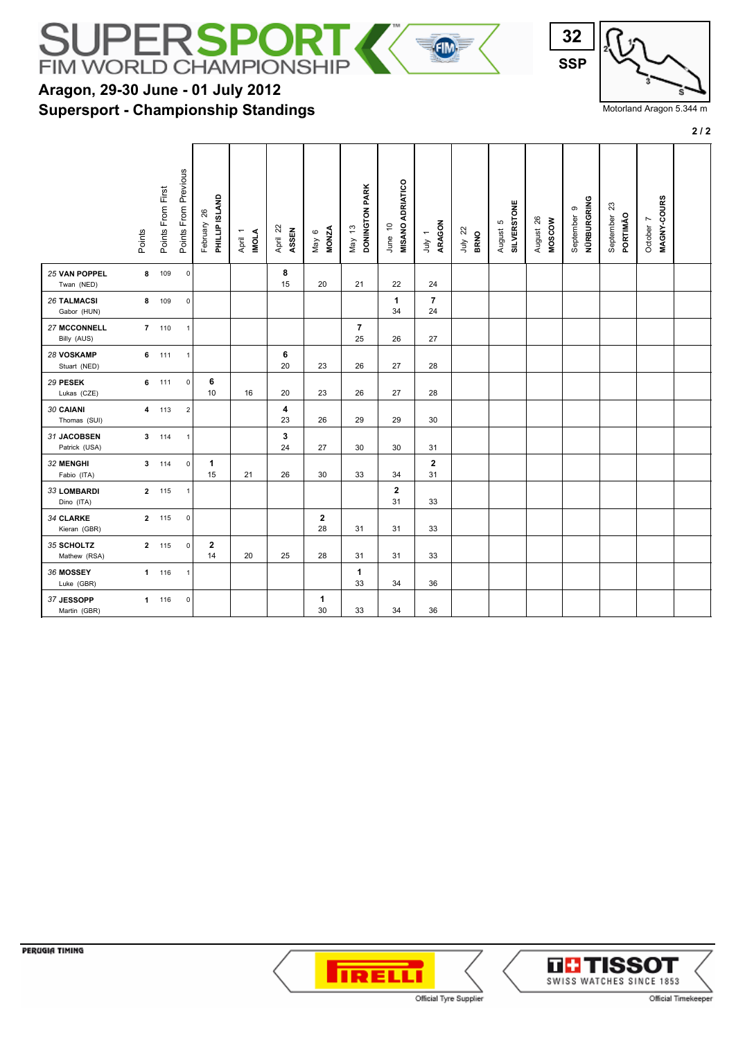# SUPERSPORT FIM WORLD CHAMPIONSHIP

**32 SSP**

Motorland Aragon 5.344 m

## Aragon, 29-30 June - 01 July 2012
## Supersport - Championship Standings

| | Points | Points From First | Points From Previous | February 26 PHILLIP ISLAND | April 1 IMOLA | April 22 ASSEN | May 6 MONZA | May 13 DONINGTON PARK | June 10 MISANO ADRIATICO | July 1 ARAGON | July 22 BRNO | August 5 SILVERSTONE | August 26 MOSCOW | September 9 NÜRBURGRING | September 23 PORTIMÃO | October 7 MAGNY-COURS |
|---|---|---|---|---|---|---|---|---|---|---|---|---|---|---|---|---|
| *25* **VAN POPPEL** Twan (NED) | **8** | 109 | 0 | | | **8** 15 | 20 | 21 | 22 | 24 | | | | | | |
| *26* **TALMACSI** Gabor (HUN) | **8** | 109 | 0 | | | | | | **1** 34 | **7** 24 | | | | | | |
| *27* **MCCONNELL** Billy (AUS) | **7** | 110 | 1 | | | | | **7** 25 | 26 | 27 | | | | | | |
| *28* **VOSKAMP** Stuart (NED) | **6** | 111 | 1 | | | **6** 20 | 23 | 26 | 27 | 28 | | | | | | |
| *29* **PESEK** Lukas (CZE) | **6** | 111 | 0 | **6** 10 | 16 | 20 | 23 | 26 | 27 | 28 | | | | | | |
| *30* **CAIANI** Thomas (SUI) | **4** | 113 | 2 | | | **4** 23 | 26 | 29 | 29 | 30 | | | | | | |
| *31* **JACOBSEN** Patrick (USA) | **3** | 114 | 1 | | | **3** 24 | 27 | 30 | 30 | 31 | | | | | | |
| *32* **MENGHI** Fabio (ITA) | **3** | 114 | 0 | **1** 15 | 21 | 26 | 30 | 33 | 34 | **2** 31 | | | | | | |
| *33* **LOMBARDI** Dino (ITA) | **2** | 115 | 1 | | | | | | **2** 31 | 33 | | | | | | |
| *34* **CLARKE** Kieran (GBR) | **2** | 115 | 0 | | | | **2** 28 | 31 | 31 | 33 | | | | | | |
| *35* **SCHOLTZ** Mathew (RSA) | **2** | 115 | 0 | **2** 14 | 20 | 25 | 28 | 31 | 31 | 33 | | | | | | |
| *36* **MOSSEY** Luke (GBR) | **1** | 116 | 1 | | | | | **1** 33 | 34 | 36 | | | | | | |
| *37* **JESSOPP** Martin (GBR) | **1** | 116 | 0 | | | | **1** 30 | 33 | 34 | 36 | | | | | | |

PERUGIA TIMING

PIRELLI Official Tyre Supplier

TISSOT SWISS WATCHES SINCE 1853 Official Timekeeper